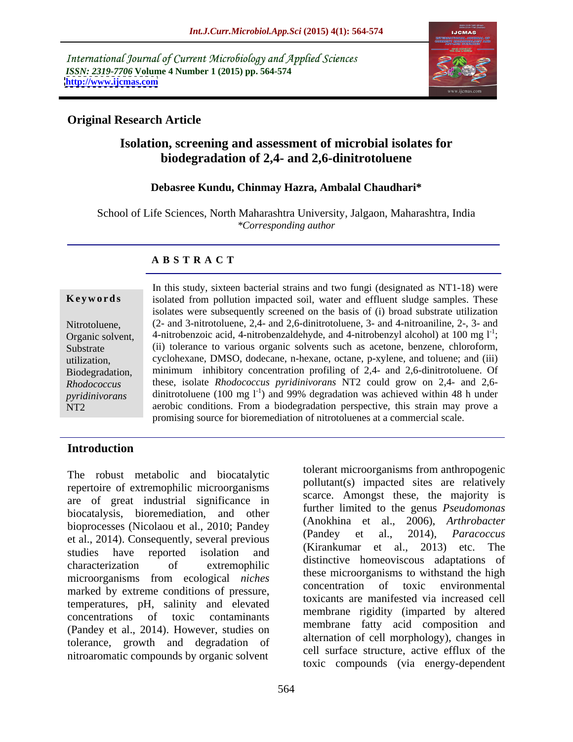International Journal of Current Microbiology and Applied Sciences
*ISSN: 2319-7706* **Volume 4 Number 1 (2015) pp. 564-574**
**http://www.ijcmas.com**

**Original Research Article**

# Isolation, screening and assessment of microbial isolates for biodegradation of 2,4- and 2,6-dinitrotoluene

**Debasree Kundu, Chinmay Hazra, Ambalal Chaudhari***

School of Life Sciences, North Maharashtra University, Jalgaon, Maharashtra, India
*\*Corresponding author*

## ABSTRACT

**Keywords**

Nitrotoluene, Organic solvent, Substrate utilization, Biodegradation, *Rhodococcus pyridinivorans* NT2

In this study, sixteen bacterial strains and two fungi (designated as NT1-18) were isolated from pollution impacted soil, water and effluent sludge samples. These isolates were subsequently screened on the basis of (i) broad substrate utilization (2- and 3-nitrotoluene, 2,4- and 2,6-dinitrotoluene, 3- and 4-nitroaniline, 2-, 3- and 4-nitrobenzoic acid, 4-nitrobenzaldehyde, and 4-nitrobenzyl alcohol) at 100 mg $l^{-1}$; (ii) tolerance to various organic solvents such as acetone, benzene, chloroform, cyclohexane, DMSO, dodecane, n-hexane, octane, p-xylene, and toluene; and (iii) minimum inhibitory concentration profiling of 2,4- and 2,6-dinitrotoluene. Of these, isolate *Rhodococcus pyridinivorans* NT2 could grow on 2,4- and 2,6-dinitrotoluene (100 mg $l^{-1}$) and 99% degradation was achieved within 48 h under aerobic conditions. From a biodegradation perspective, this strain may prove a promising source for bioremediation of nitrotoluenes at a commercial scale.

## Introduction

The robust metabolic and biocatalytic repertoire of extremophilic microorganisms are of great industrial significance in biocatalysis, bioremediation, and other bioprocesses (Nicolaou et al., 2010; Pandey et al., 2014). Consequently, several previous studies have reported isolation and characterization of extremophilic microorganisms from ecological *niches* marked by extreme conditions of pressure, temperatures, pH, salinity and elevated concentrations of toxic contaminants (Pandey et al., 2014). However, studies on tolerance, growth and degradation of nitroaromatic compounds by organic solvent tolerant microorganisms from anthropogenic pollutant(s) impacted sites are relatively scarce. Amongst these, the majority is further limited to the genus *Pseudomonas* (Anokhina et al., 2006), *Arthrobacter* (Pandey et al., 2014), *Paracoccus* (Kirankumar et al., 2013) etc. The distinctive homeoviscous adaptations of these microorganisms to withstand the high concentration of toxic environmental toxicants are manifested via increased cell membrane rigidity (imparted by altered membrane fatty acid composition and alternation of cell morphology), changes in cell surface structure, active efflux of the toxic compounds (via energy-dependent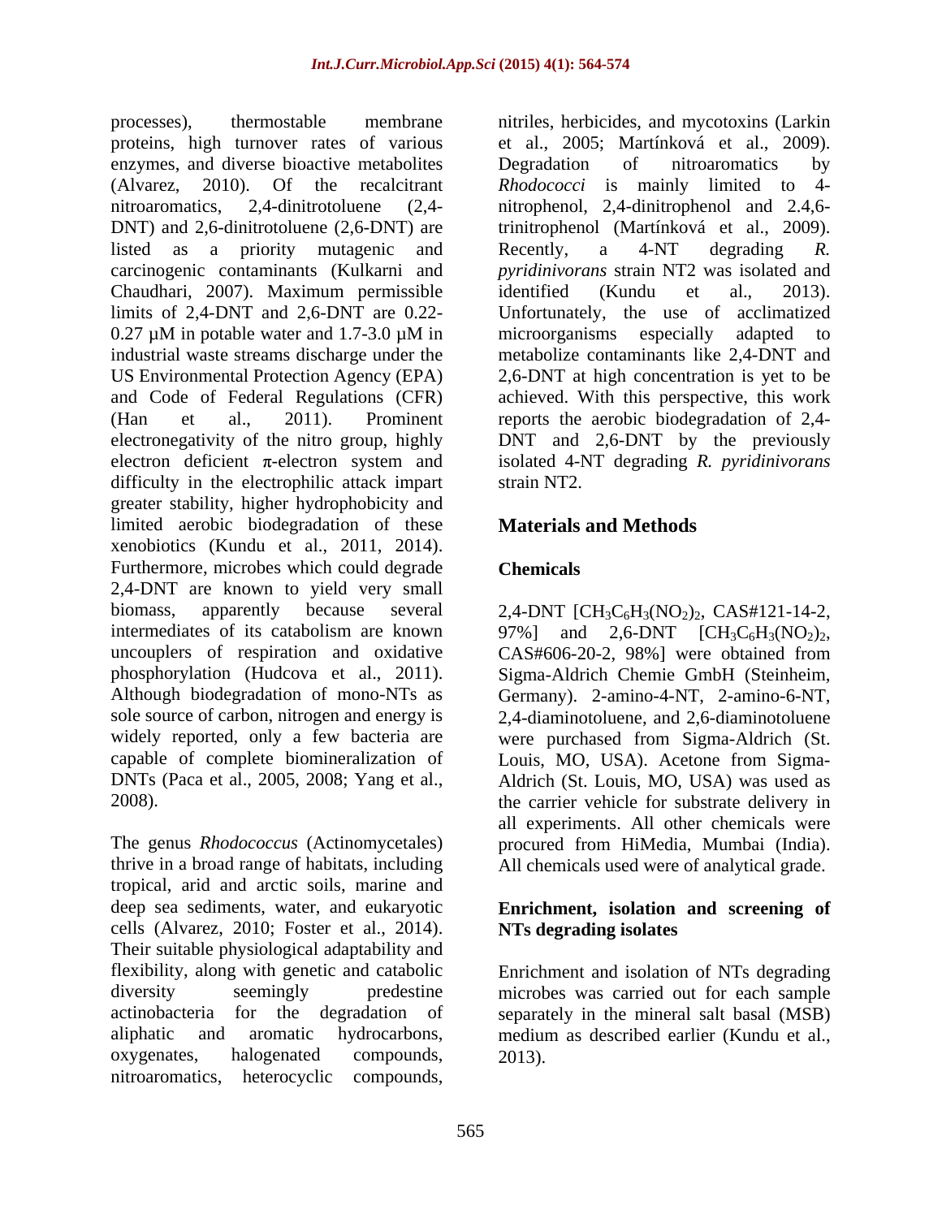processes), thermostable membrane proteins, high turnover rates of various enzymes, and diverse bioactive metabolites (Alvarez, 2010). Of the recalcitrant nitroaromatics, 2,4-dinitrotoluene (2,4-DNT) and 2,6-dinitrotoluene (2,6-DNT) are listed as a priority mutagenic and carcinogenic contaminants (Kulkarni and Chaudhari, 2007). Maximum permissible limits of 2,4-DNT and 2,6-DNT are 0.22-0.27 µM in potable water and 1.7-3.0 µM in industrial waste streams discharge under the US Environmental Protection Agency (EPA) and Code of Federal Regulations (CFR) (Han et al., 2011). Prominent electronegativity of the nitro group, highly electron deficient π-electron system and difficulty in the electrophilic attack impart greater stability, higher hydrophobicity and limited aerobic biodegradation of these xenobiotics (Kundu et al., 2011, 2014). Furthermore, microbes which could degrade 2,4-DNT are known to yield very small biomass, apparently because several intermediates of its catabolism are known uncouplers of respiration and oxidative phosphorylation (Hudcova et al., 2011). Although biodegradation of mono-NTs as sole source of carbon, nitrogen and energy is widely reported, only a few bacteria are capable of complete biomineralization of DNTs (Paca et al., 2005, 2008; Yang et al., 2008).

The genus *Rhodococcus* (Actinomycetales) thrive in a broad range of habitats, including tropical, arid and arctic soils, marine and deep sea sediments, water, and eukaryotic cells (Alvarez, 2010; Foster et al., 2014). Their suitable physiological adaptability and flexibility, along with genetic and catabolic diversity seemingly predestine actinobacteria for the degradation of aliphatic and aromatic hydrocarbons, oxygenates, halogenated compounds, nitroaromatics, heterocyclic compounds, nitriles, herbicides, and mycotoxins (Larkin et al., 2005; Martínková et al., 2009). Degradation of nitroaromatics by *Rhodococci* is mainly limited to 4-nitrophenol, 2,4-dinitrophenol and 2.4,6-trinitrophenol (Martínková et al., 2009). Recently, a 4-NT degrading *R. pyridinivorans* strain NT2 was isolated and identified (Kundu et al., 2013). Unfortunately, the use of acclimatized microorganisms especially adapted to metabolize contaminants like 2,4-DNT and 2,6-DNT at high concentration is yet to be achieved. With this perspective, this work reports the aerobic biodegradation of 2,4-DNT and 2,6-DNT by the previously isolated 4-NT degrading *R. pyridinivorans* strain NT2.

## Materials and Methods

### Chemicals

2,4-DNT [$CH_3C_6H_3(NO_2)_2$, CAS#121-14-2, 97%] and 2,6-DNT [$CH_3C_6H_3(NO_2)_2$, CAS#606-20-2, 98%] were obtained from Sigma-Aldrich Chemie GmbH (Steinheim, Germany). 2-amino-4-NT, 2-amino-6-NT, 2,4-diaminotoluene, and 2,6-diaminotoluene were purchased from Sigma-Aldrich (St. Louis, MO, USA). Acetone from Sigma-Aldrich (St. Louis, MO, USA) was used as the carrier vehicle for substrate delivery in all experiments. All other chemicals were procured from HiMedia, Mumbai (India). All chemicals used were of analytical grade.

### Enrichment, isolation and screening of NTs degrading isolates

Enrichment and isolation of NTs degrading microbes was carried out for each sample separately in the mineral salt basal (MSB) medium as described earlier (Kundu et al., 2013).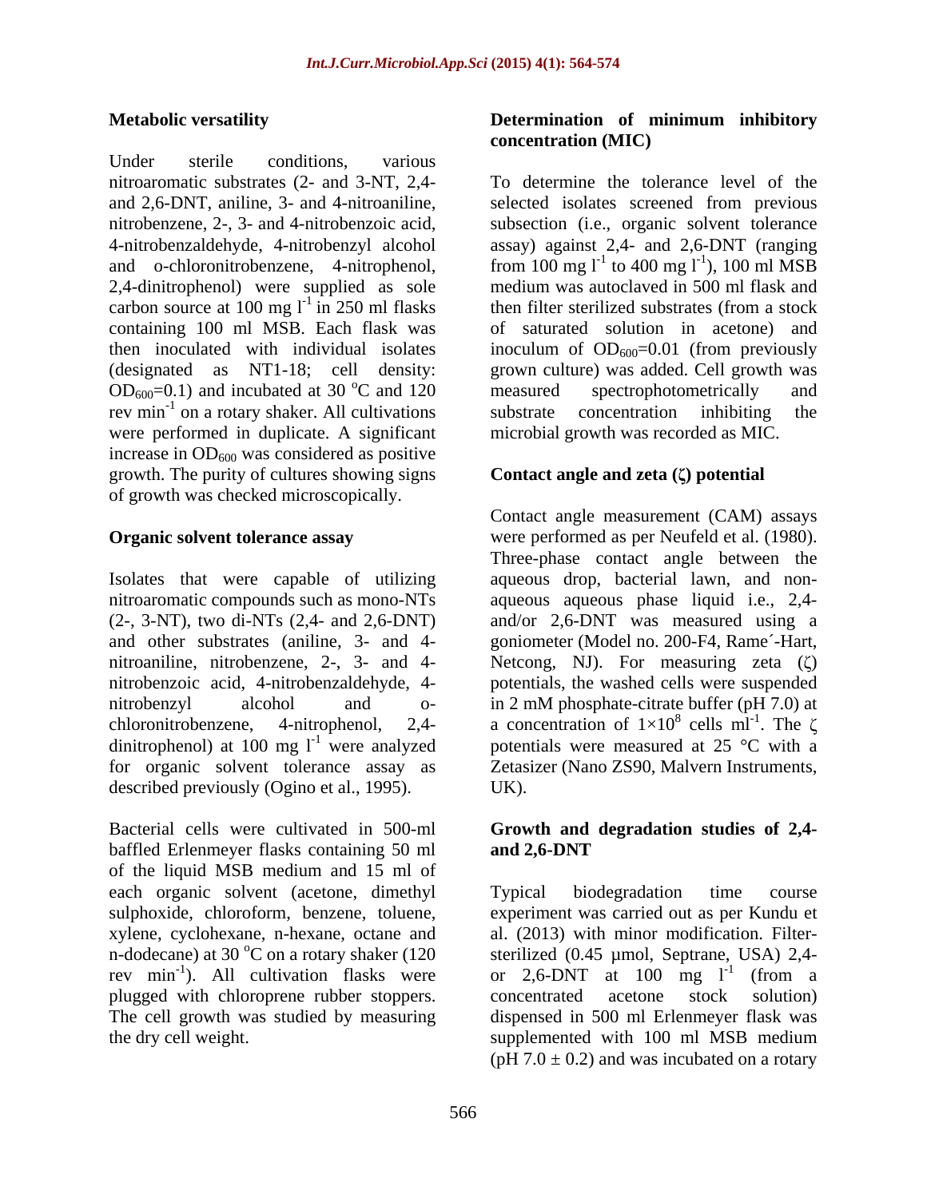### Metabolic versatility

Under sterile conditions, various nitroaromatic substrates (2- and 3-NT, 2,4- and 2,6-DNT, aniline, 3- and 4-nitroaniline, nitrobenzene, 2-, 3- and 4-nitrobenzoic acid, 4-nitrobenzaldehyde, 4-nitrobenzyl alcohol and o-chloronitrobenzene, 4-nitrophenol, 2,4-dinitrophenol) were supplied as sole carbon source at 100 mg $l^{-1}$ in 250 ml flasks containing 100 ml MSB. Each flask was then inoculated with individual isolates (designated as NT1-18; cell density: $OD_{600}$=0.1) and incubated at 30 $^{o}$C and 120 rev $min^{-1}$ on a rotary shaker. All cultivations were performed in duplicate. A significant increase in $OD_{600}$ was considered as positive growth. The purity of cultures showing signs of growth was checked microscopically.

### Organic solvent tolerance assay

Isolates that were capable of utilizing nitroaromatic compounds such as mono-NTs (2-, 3-NT), two di-NTs (2,4- and 2,6-DNT) and other substrates (aniline, 3- and 4-nitroaniline, nitrobenzene, 2-, 3- and 4-nitrobenzoic acid, 4-nitrobenzaldehyde, 4-nitrobenzyl alcohol and o-chloronitrobenzene, 4-nitrophenol, 2,4-dinitrophenol) at 100 mg $l^{-1}$ were analyzed for organic solvent tolerance assay as described previously (Ogino et al., 1995).

Bacterial cells were cultivated in 500-ml baffled Erlenmeyer flasks containing 50 ml of the liquid MSB medium and 15 ml of each organic solvent (acetone, dimethyl sulphoxide, chloroform, benzene, toluene, xylene, cyclohexane, n-hexane, octane and n-dodecane) at 30 $^{o}$C on a rotary shaker (120 rev $min^{-1}$). All cultivation flasks were plugged with chloroprene rubber stoppers. The cell growth was studied by measuring the dry cell weight.

### Determination of minimum inhibitory concentration (MIC)

To determine the tolerance level of the selected isolates screened from previous subsection (i.e., organic solvent tolerance assay) against 2,4- and 2,6-DNT (ranging from 100 mg $l^{-1}$ to 400 mg $l^{-1}$), 100 ml MSB medium was autoclaved in 500 ml flask and then filter sterilized substrates (from a stock of saturated solution in acetone) and inoculum of $OD_{600}$=0.01 (from previously grown culture) was added. Cell growth was measured spectrophotometrically and substrate concentration inhibiting the microbial growth was recorded as MIC.

### Contact angle and zeta (ζ) potential

Contact angle measurement (CAM) assays were performed as per Neufeld et al. (1980). Three-phase contact angle between the aqueous drop, bacterial lawn, and non-aqueous aqueous phase liquid i.e., 2,4- and/or 2,6-DNT was measured using a goniometer (Model no. 200-F4, Rame´-Hart, Netcong, NJ). For measuring zeta (ζ) potentials, the washed cells were suspended in 2 mM phosphate-citrate buffer (pH 7.0) at a concentration of $1\times10^{8}$ cells $ml^{-1}$. The ζ potentials were measured at 25 °C with a Zetasizer (Nano ZS90, Malvern Instruments, UK).

### Growth and degradation studies of 2,4- and 2,6-DNT

Typical biodegradation time course experiment was carried out as per Kundu et al. (2013) with minor modification. Filter-sterilized (0.45 µmol, Septrane, USA) 2,4- or 2,6-DNT at 100 mg $l^{-1}$ (from a concentrated acetone stock solution) dispensed in 500 ml Erlenmeyer flask was supplemented with 100 ml MSB medium (pH 7.0 ± 0.2) and was incubated on a rotary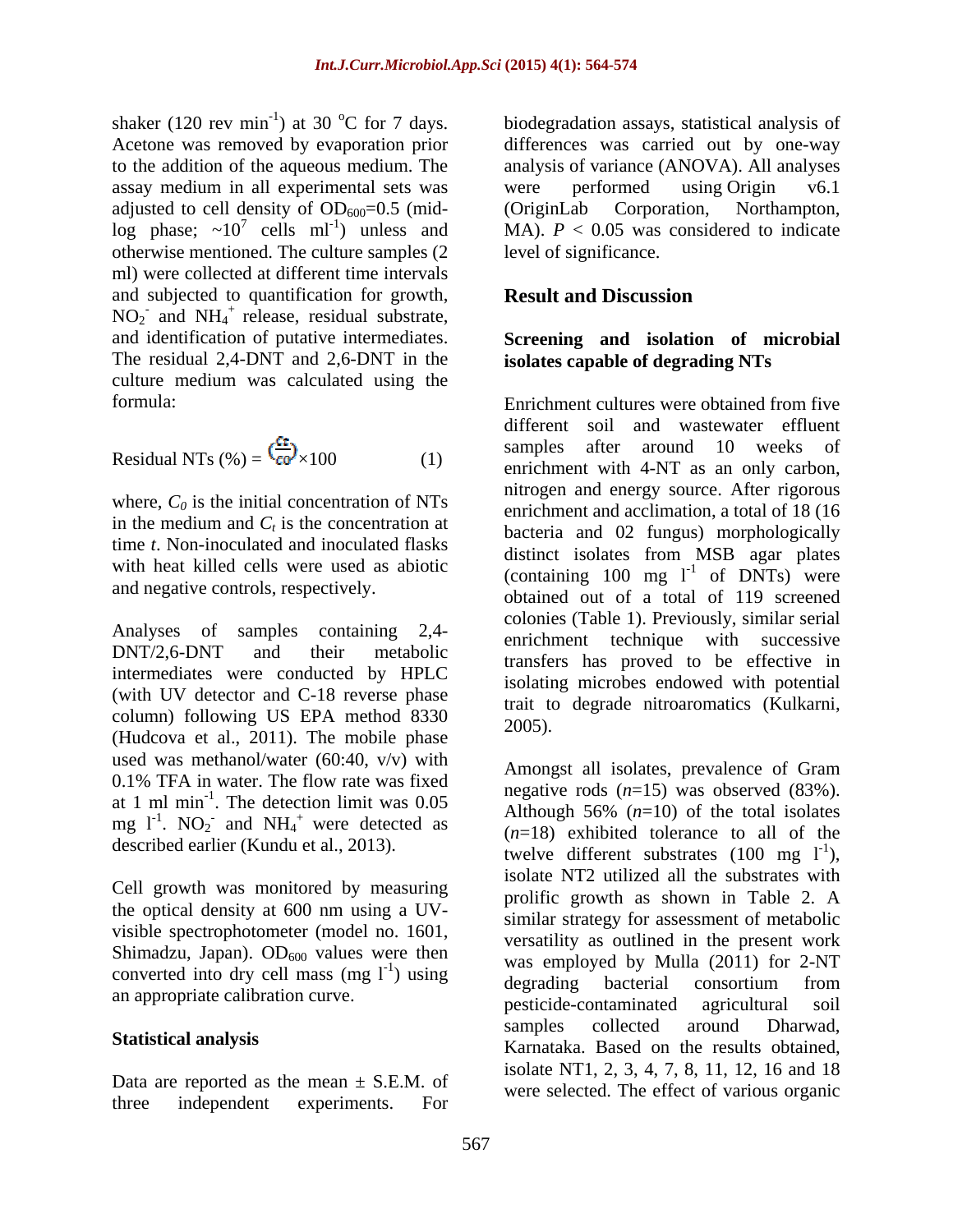shaker (120 rev $min^{-1}$) at 30 °C for 7 days. Acetone was removed by evaporation prior to the addition of the aqueous medium. The assay medium in all experimental sets was adjusted to cell density of $OD_{600}$=0.5 (mid-log phase; ~$10^7$ cells $ml^{-1}$) unless and otherwise mentioned. The culture samples (2 ml) were collected at different time intervals and subjected to quantification for growth, $NO_2^-$ and $NH_4^+$ release, residual substrate, and identification of putative intermediates. The residual 2,4-DNT and 2,6-DNT in the culture medium was calculated using the formula:

$$\text{Residual NTs (\%)} = \left(\frac{C_t}{C_0}\right) \times 100 \qquad (1)$$

where, $C_0$ is the initial concentration of NTs in the medium and $C_t$ is the concentration at time $t$. Non-inoculated and inoculated flasks with heat killed cells were used as abiotic and negative controls, respectively.

Analyses of samples containing 2,4-DNT/2,6-DNT and their metabolic intermediates were conducted by HPLC (with UV detector and C-18 reverse phase column) following US EPA method 8330 (Hudcova et al., 2011). The mobile phase used was methanol/water (60:40, v/v) with 0.1% TFA in water. The flow rate was fixed at 1 ml $min^{-1}$. The detection limit was 0.05 mg $l^{-1}$. $NO_2^-$ and $NH_4^+$ were detected as described earlier (Kundu et al., 2013).

Cell growth was monitored by measuring the optical density at 600 nm using a UV-visible spectrophotometer (model no. 1601, Shimadzu, Japan). $OD_{600}$ values were then converted into dry cell mass (mg $l^{-1}$) using an appropriate calibration curve.

### Statistical analysis

Data are reported as the mean ± S.E.M. of three independent experiments. For biodegradation assays, statistical analysis of differences was carried out by one-way analysis of variance (ANOVA). All analyses were performed using Origin v6.1 (OriginLab Corporation, Northampton, MA). $P < 0.05$ was considered to indicate level of significance.

## Result and Discussion

### Screening and isolation of microbial isolates capable of degrading NTs

Enrichment cultures were obtained from five different soil and wastewater effluent samples after around 10 weeks of enrichment with 4-NT as an only carbon, nitrogen and energy source. After rigorous enrichment and acclimation, a total of 18 (16 bacteria and 02 fungus) morphologically distinct isolates from MSB agar plates (containing 100 mg $l^{-1}$ of DNTs) were obtained out of a total of 119 screened colonies (Table 1). Previously, similar serial enrichment technique with successive transfers has proved to be effective in isolating microbes endowed with potential trait to degrade nitroaromatics (Kulkarni, 2005).

Amongst all isolates, prevalence of Gram negative rods ($n$=15) was observed (83%). Although 56% ($n$=10) of the total isolates ($n$=18) exhibited tolerance to all of the twelve different substrates (100 mg $l^{-1}$), isolate NT2 utilized all the substrates with prolific growth as shown in Table 2. A similar strategy for assessment of metabolic versatility as outlined in the present work was employed by Mulla (2011) for 2-NT degrading bacterial consortium from pesticide-contaminated agricultural soil samples collected around Dharwad, Karnataka. Based on the results obtained, isolate NT1, 2, 3, 4, 7, 8, 11, 12, 16 and 18 were selected. The effect of various organic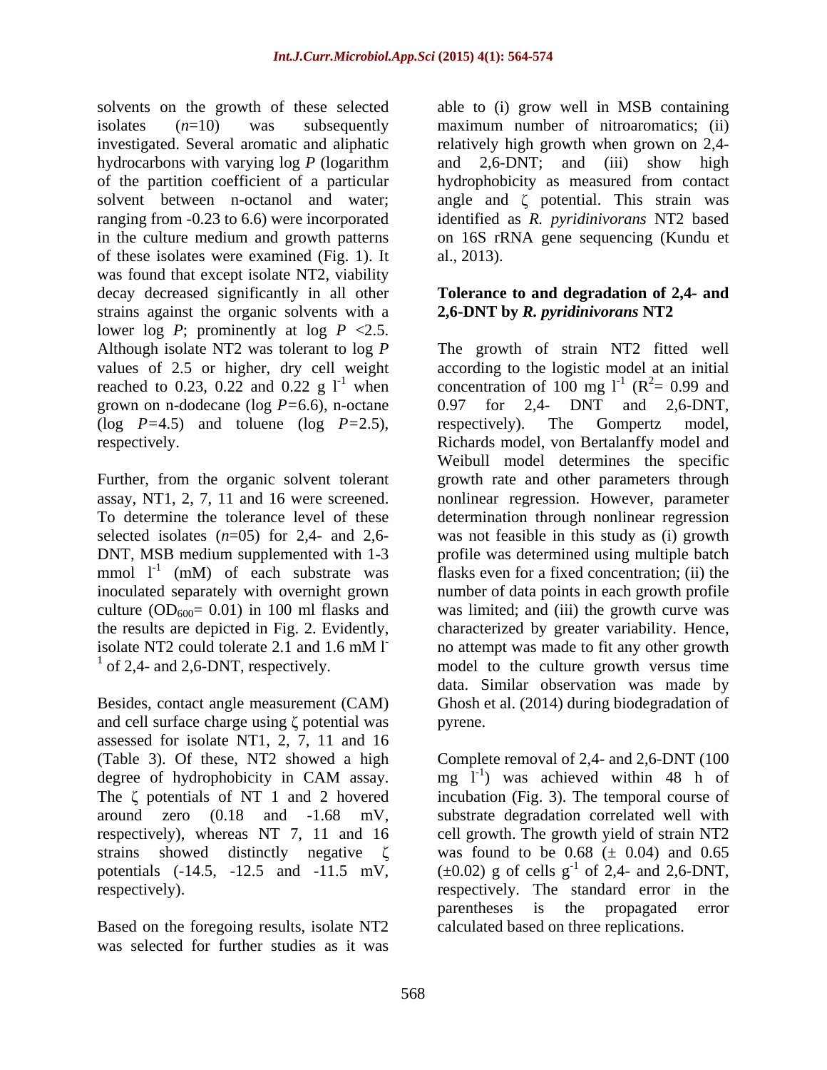solvents on the growth of these selected isolates ($n$=10) was subsequently investigated. Several aromatic and aliphatic hydrocarbons with varying log $P$ (logarithm of the partition coefficient of a particular solvent between n-octanol and water; ranging from -0.23 to 6.6) were incorporated in the culture medium and growth patterns of these isolates were examined (Fig. 1). It was found that except isolate NT2, viability decay decreased significantly in all other strains against the organic solvents with a lower log $P$; prominently at log $P$ <2.5. Although isolate NT2 was tolerant to log $P$ values of 2.5 or higher, dry cell weight reached to 0.23, 0.22 and 0.22 g $l^{-1}$ when grown on n-dodecane (log $P$=6.6), n-octane (log $P$=4.5) and toluene (log $P$=2.5), respectively.

Further, from the organic solvent tolerant assay, NT1, 2, 7, 11 and 16 were screened. To determine the tolerance level of these selected isolates ($n$=05) for 2,4- and 2,6-DNT, MSB medium supplemented with 1-3 mmol $l^{-1}$ (mM) of each substrate was inoculated separately with overnight grown culture ($OD_{600}$= 0.01) in 100 ml flasks and the results are depicted in Fig. 2. Evidently, isolate NT2 could tolerate 2.1 and 1.6 mM $l^{-1}$ of 2,4- and 2,6-DNT, respectively.

Besides, contact angle measurement (CAM) and cell surface charge using ζ potential was assessed for isolate NT1, 2, 7, 11 and 16 (Table 3). Of these, NT2 showed a high degree of hydrophobicity in CAM assay. The ζ potentials of NT 1 and 2 hovered around zero (0.18 and -1.68 mV, respectively), whereas NT 7, 11 and 16 strains showed distinctly negative ζ potentials (-14.5, -12.5 and -11.5 mV, respectively).

Based on the foregoing results, isolate NT2 was selected for further studies as it was able to (i) grow well in MSB containing maximum number of nitroaromatics; (ii) relatively high growth when grown on 2,4- and 2,6-DNT; and (iii) show high hydrophobicity as measured from contact angle and ζ potential. This strain was identified as *R. pyridinivorans* NT2 based on 16S rRNA gene sequencing (Kundu et al., 2013).

## Tolerance to and degradation of 2,4- and 2,6-DNT by *R. pyridinivorans* NT2

The growth of strain NT2 fitted well according to the logistic model at an initial concentration of 100 mg $l^{-1}$ ($R^2$= 0.99 and 0.97 for 2,4- DNT and 2,6-DNT, respectively). The Gompertz model, Richards model, von Bertalanffy model and Weibull model determines the specific growth rate and other parameters through nonlinear regression. However, parameter determination through nonlinear regression was not feasible in this study as (i) growth profile was determined using multiple batch flasks even for a fixed concentration; (ii) the number of data points in each growth profile was limited; and (iii) the growth curve was characterized by greater variability. Hence, no attempt was made to fit any other growth model to the culture growth versus time data. Similar observation was made by Ghosh et al. (2014) during biodegradation of pyrene.

Complete removal of 2,4- and 2,6-DNT (100 mg $l^{-1}$) was achieved within 48 h of incubation (Fig. 3). The temporal course of substrate degradation correlated well with cell growth. The growth yield of strain NT2 was found to be 0.68 (± 0.04) and 0.65 (±0.02) g of cells $g^{-1}$ of 2,4- and 2,6-DNT, respectively. The standard error in the parentheses is the propagated error calculated based on three replications.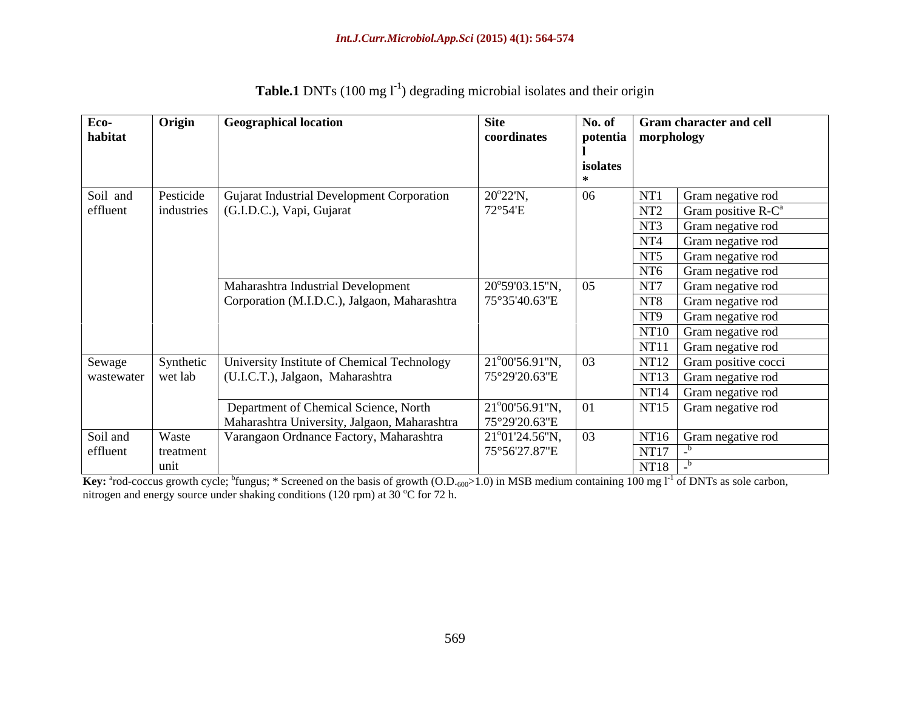**Table.1** DNTs (100 mg $l^{-1}$) degrading microbial isolates and their origin

| Eco-habitat | Origin | Geographical location | Site coordinates | No. of potential isolates* | Gram character and cell morphology | |
|---|---|---|---|---|---|---|
| Soil and effluent | Pesticide industries | Gujarat Industrial Development Corporation (G.I.D.C.), Vapi, Gujarat | 20°22'N, 72°54'E | 06 | NT1 | Gram negative rod |
| | | | | | NT2 | Gram positive R-C[a] |
| | | | | | NT3 | Gram negative rod |
| | | | | | NT4 | Gram negative rod |
| | | | | | NT5 | Gram negative rod |
| | | | | | NT6 | Gram negative rod |
| | | Maharashtra Industrial Development Corporation (M.I.D.C.), Jalgaon, Maharashtra | 20°59'03.15"N, 75°35'40.63"E | 05 | NT7 | Gram negative rod |
| | | | | | NT8 | Gram negative rod |
| | | | | | NT9 | Gram negative rod |
| | | | | | NT10 | Gram negative rod |
| | | | | | NT11 | Gram negative rod |
| Sewage wastewater | Synthetic wet lab | University Institute of Chemical Technology (U.I.C.T.), Jalgaon, Maharashtra | 21°00'56.91"N, 75°29'20.63"E | 03 | NT12 | Gram positive cocci |
| | | | | | NT13 | Gram negative rod |
| | | | | | NT14 | Gram negative rod |
| | | Department of Chemical Science, North Maharashtra University, Jalgaon, Maharashtra | 21°00'56.91"N, 75°29'20.63"E | 01 | NT15 | Gram negative rod |
| Soil and effluent | Waste treatment unit | Varangaon Ordnance Factory, Maharashtra | 21°01'24.56"N, 75°56'27.87"E | 03 | NT16 | Gram negative rod |
| | | | | | NT17 | -[b] |
| | | | | | NT18 | -[b] |

**Key:** [a]rod-coccus growth cycle; [b]fungus; * Screened on the basis of growth ($O.D._{600}$>1.0) in MSB medium containing 100 mg $l^{-1}$ of DNTs as sole carbon, nitrogen and energy source under shaking conditions (120 rpm) at 30 °C for 72 h.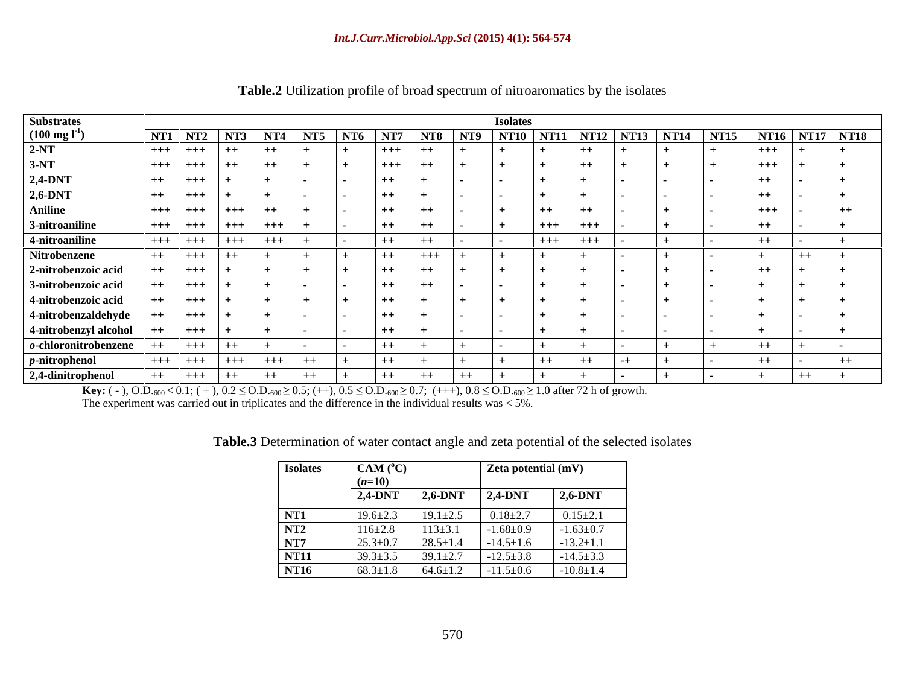**Table.2** Utilization profile of broad spectrum of nitroaromatics by the isolates

| Substrates ($100\ mg\ l^{-1}$) | Isolates | | | | | | | | | | | | | | | | | |
|---|---|---|---|---|---|---|---|---|---|---|---|---|---|---|---|---|---|---|
| | NT1 | NT2 | NT3 | NT4 | NT5 | NT6 | NT7 | NT8 | NT9 | NT10 | NT11 | NT12 | NT13 | NT14 | NT15 | NT16 | NT17 | NT18 |
| 2-NT | +++ | +++ | ++ | ++ | + | + | +++ | ++ | + | + | + | ++ | + | + | + | +++ | + | + |
| 3-NT | +++ | +++ | ++ | ++ | + | + | +++ | ++ | + | + | + | ++ | + | + | + | +++ | + | + |
| 2,4-DNT | ++ | +++ | + | + | - | - | ++ | + | - | - | + | + | - | - | - | ++ | - | + |
| 2,6-DNT | ++ | +++ | + | + | - | - | ++ | + | - | - | + | + | - | - | - | ++ | - | + |
| Aniline | +++ | +++ | +++ | ++ | + | - | ++ | ++ | - | + | ++ | ++ | - | + | - | +++ | - | ++ |
| 3-nitroaniline | +++ | +++ | +++ | +++ | + | - | ++ | ++ | - | + | +++ | +++ | - | + | - | ++ | - | + |
| 4-nitroaniline | +++ | +++ | +++ | +++ | + | - | ++ | ++ | - | - | +++ | +++ | - | + | - | ++ | - | + |
| Nitrobenzene | ++ | +++ | ++ | + | + | + | ++ | +++ | + | + | + | + | - | + | - | + | ++ | + |
| 2-nitrobenzoic acid | ++ | +++ | + | + | + | + | ++ | ++ | + | + | + | + | - | + | - | ++ | + | + |
| 3-nitrobenzoic acid | ++ | +++ | + | + | - | - | ++ | ++ | - | - | + | + | - | + | - | + | + | + |
| 4-nitrobenzoic acid | ++ | +++ | + | + | + | + | ++ | + | + | + | + | + | - | + | - | + | + | + |
| 4-nitrobenzaldehyde | ++ | +++ | + | + | - | - | ++ | + | - | - | + | + | - | - | - | + | - | + |
| 4-nitrobenzyl alcohol | ++ | +++ | + | + | - | - | ++ | + | - | - | + | + | - | - | - | + | - | + |
| *o*-chloronitrobenzene | ++ | +++ | ++ | + | - | - | ++ | + | + | - | + | + | - | + | + | ++ | + | - |
| *p*-nitrophenol | +++ | +++ | +++ | +++ | ++ | + | ++ | + | + | + | ++ | ++ | -+ | + | - | ++ | - | ++ |
| 2,4-dinitrophenol | ++ | +++ | ++ | ++ | ++ | + | ++ | ++ | ++ | + | + | + | - | + | - | + | ++ | + |

**Key:** ( - ), $O.D._{600} < 0.1$; ( + ), $0.2 \leq O.D._{600} \geq 0.5$; (++), $0.5 \leq O.D._{600} \geq 0.7$; (+++), $0.8 \leq O.D._{600} \geq 1.0$ after 72 h of growth.
The experiment was carried out in triplicates and the difference in the individual results was < 5%.

**Table.3** Determination of water contact angle and zeta potential of the selected isolates

| Isolates | CAM (°C) ($n$=10) | | Zeta potential (mV) | |
|---|---|---|---|---|
| | 2,4-DNT | 2,6-DNT | 2,4-DNT | 2,6-DNT |
| NT1 | 19.6±2.3 | 19.1±2.5 | 0.18±2.7 | 0.15±2.1 |
| NT2 | 116±2.8 | 113±3.1 | -1.68±0.9 | -1.63±0.7 |
| NT7 | 25.3±0.7 | 28.5±1.4 | -14.5±1.6 | -13.2±1.1 |
| NT11 | 39.3±3.5 | 39.1±2.7 | -12.5±3.8 | -14.5±3.3 |
| NT16 | 68.3±1.8 | 64.6±1.2 | -11.5±0.6 | -10.8±1.4 |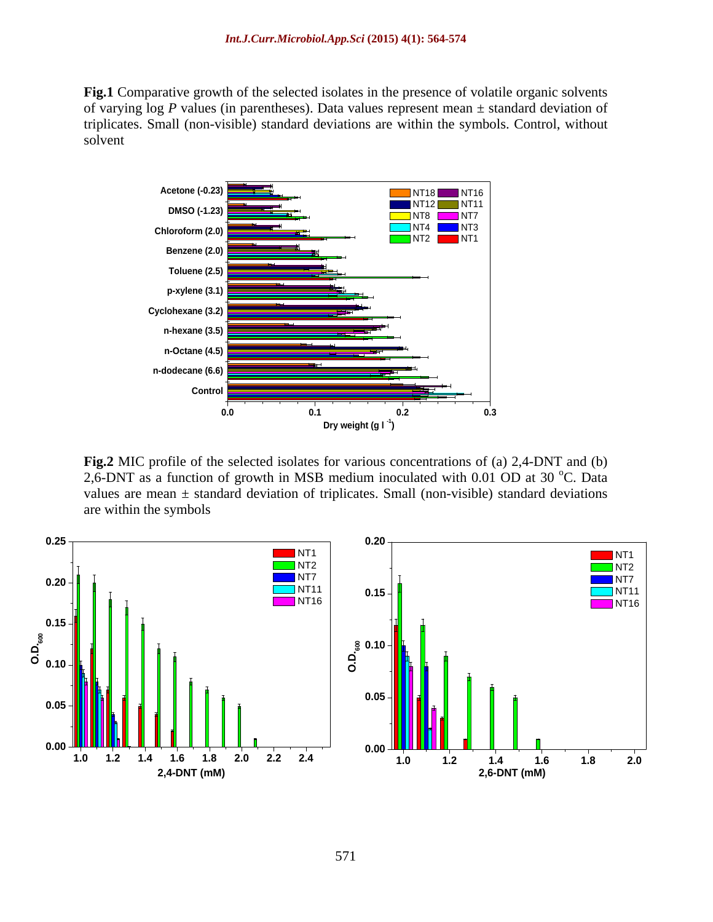**Fig.1** Comparative growth of the selected isolates in the presence of volatile organic solvents of varying log *P* values (in parentheses). Data values represent mean ± standard deviation of triplicates. Small (non-visible) standard deviations are within the symbols. Control, without solvent

**Fig.2** MIC profile of the selected isolates for various concentrations of (a) 2,4-DNT and (b) 2,6-DNT as a function of growth in MSB medium inoculated with 0.01 OD at 30 °C. Data values are mean ± standard deviation of triplicates. Small (non-visible) standard deviations are within the symbols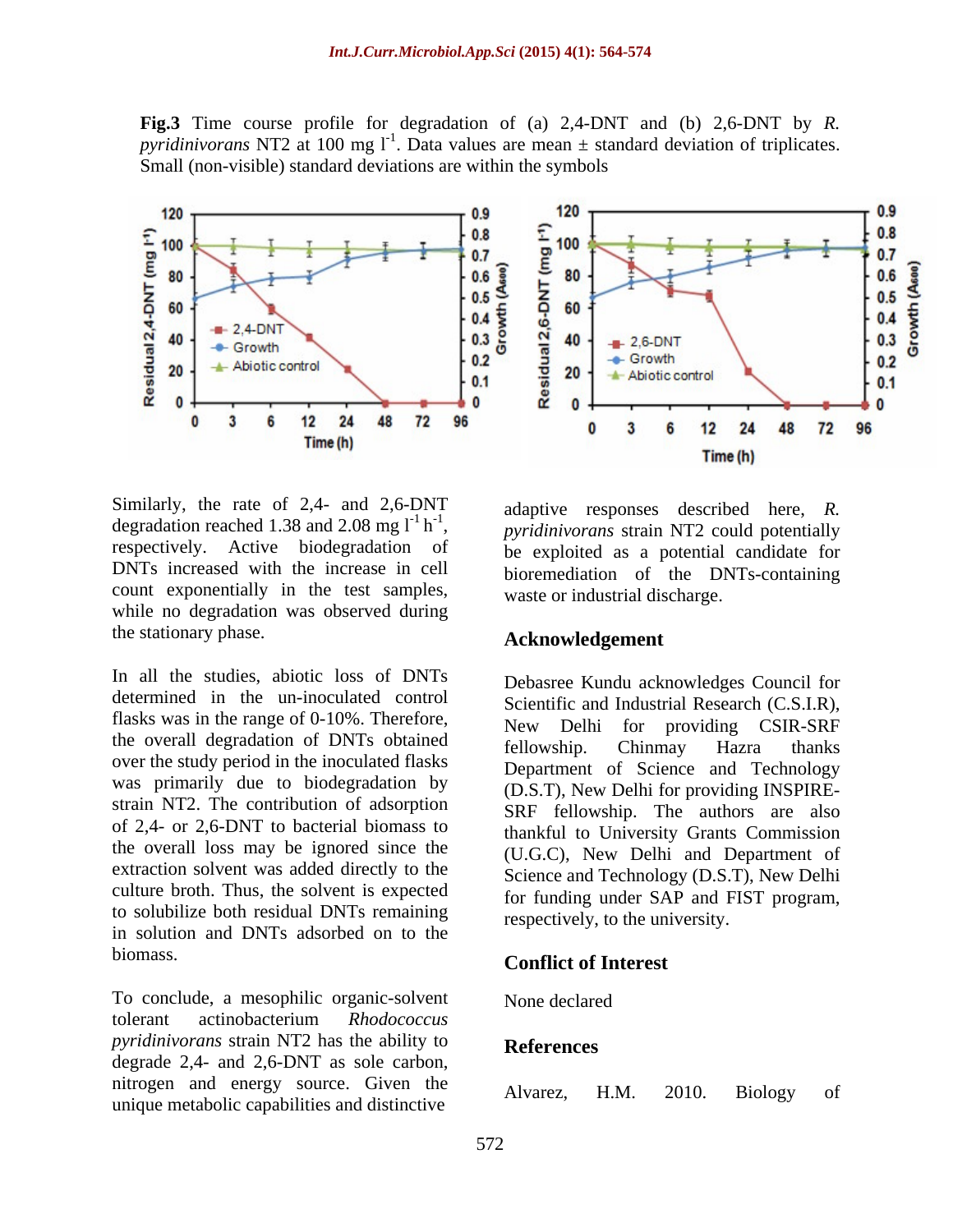**Fig.3** Time course profile for degradation of (a) 2,4-DNT and (b) 2,6-DNT by *R. pyridinivorans* NT2 at 100 mg $l^{-1}$. Data values are mean ± standard deviation of triplicates. Small (non-visible) standard deviations are within the symbols

Similarly, the rate of 2,4- and 2,6-DNT degradation reached 1.38 and 2.08 mg $l^{-1}$ $h^{-1}$, respectively. Active biodegradation of DNTs increased with the increase in cell count exponentially in the test samples, while no degradation was observed during the stationary phase.

In all the studies, abiotic loss of DNTs determined in the un-inoculated control flasks was in the range of 0-10%. Therefore, the overall degradation of DNTs obtained over the study period in the inoculated flasks was primarily due to biodegradation by strain NT2. The contribution of adsorption of 2,4- or 2,6-DNT to bacterial biomass to the overall loss may be ignored since the extraction solvent was added directly to the culture broth. Thus, the solvent is expected to solubilize both residual DNTs remaining in solution and DNTs adsorbed on to the biomass.

To conclude, a mesophilic organic-solvent tolerant actinobacterium *Rhodococcus pyridinivorans* strain NT2 has the ability to degrade 2,4- and 2,6-DNT as sole carbon, nitrogen and energy source. Given the unique metabolic capabilities and distinctive adaptive responses described here, *R. pyridinivorans* strain NT2 could potentially be exploited as a potential candidate for bioremediation of the DNTs-containing waste or industrial discharge.

## Acknowledgement

Debasree Kundu acknowledges Council for Scientific and Industrial Research (C.S.I.R), New Delhi for providing CSIR-SRF fellowship. Chinmay Hazra thanks Department of Science and Technology (D.S.T), New Delhi for providing INSPIRE-SRF fellowship. The authors are also thankful to University Grants Commission (U.G.C), New Delhi and Department of Science and Technology (D.S.T), New Delhi for funding under SAP and FIST program, respectively, to the university.

## Conflict of Interest

None declared

## References

Alvarez, H.M. 2010. Biology of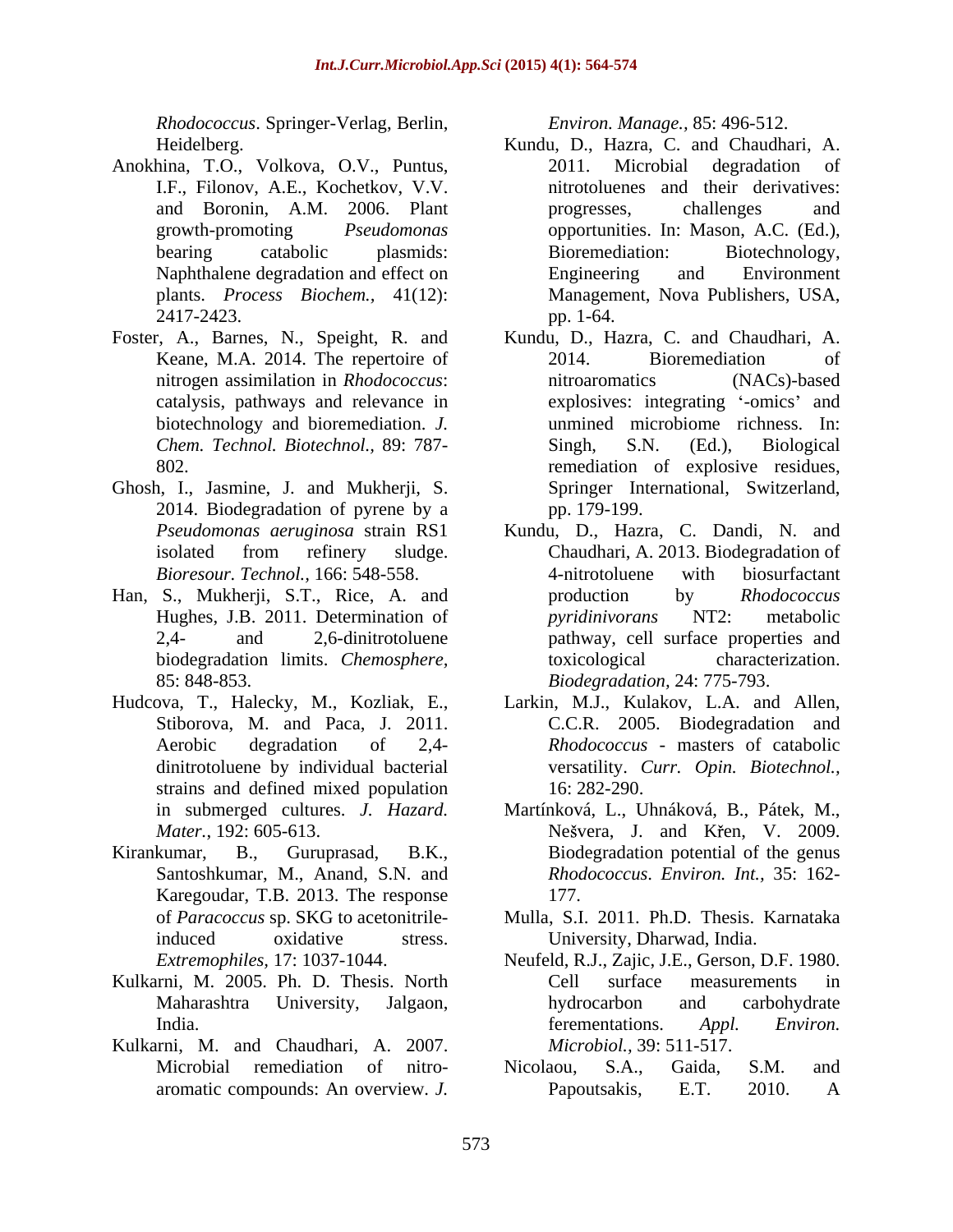*Rhodococcus*. Springer-Verlag, Berlin, Heidelberg.

Anokhina, T.O., Volkova, O.V., Puntus, I.F., Filonov, A.E., Kochetkov, V.V. and Boronin, A.M. 2006. Plant growth-promoting *Pseudomonas* bearing catabolic plasmids: Naphthalene degradation and effect on plants. *Process Biochem.,* 41(12): 2417-2423.

Foster, A., Barnes, N., Speight, R. and Keane, M.A. 2014. The repertoire of nitrogen assimilation in *Rhodococcus*: catalysis, pathways and relevance in biotechnology and bioremediation. *J. Chem. Technol. Biotechnol.,* 89: 787-802.

Ghosh, I., Jasmine, J. and Mukherji, S. 2014. Biodegradation of pyrene by a *Pseudomonas aeruginosa* strain RS1 isolated from refinery sludge. *Bioresour. Technol.,* 166: 548-558.

Han, S., Mukherji, S.T., Rice, A. and Hughes, J.B. 2011. Determination of 2,4- and 2,6-dinitrotoluene biodegradation limits. *Chemosphere,* 85: 848-853.

Hudcova, T., Halecky, M., Kozliak, E., Stiborova, M. and Paca, J. 2011. Aerobic degradation of 2,4-dinitrotoluene by individual bacterial strains and defined mixed population in submerged cultures. *J. Hazard. Mater.*, 192: 605-613.

Kirankumar, B., Guruprasad, B.K., Santoshkumar, M., Anand, S.N. and Karegoudar, T.B. 2013. The response of *Paracoccus* sp. SKG to acetonitrile-induced oxidative stress. *Extremophiles*, 17: 1037-1044.

Kulkarni, M. 2005. Ph. D. Thesis. North Maharashtra University, Jalgaon, India.

Kulkarni, M. and Chaudhari, A. 2007. Microbial remediation of nitro-aromatic compounds: An overview. *J. Environ. Manage.,* 85: 496-512.

Kundu, D., Hazra, C. and Chaudhari, A. 2011. Microbial degradation of nitrotoluenes and their derivatives: progresses, challenges and opportunities. In: Mason, A.C. (Ed.), Bioremediation: Biotechnology, Engineering and Environment Management, Nova Publishers, USA, pp. 1-64.

Kundu, D., Hazra, C. and Chaudhari, A. 2014. Bioremediation of nitroaromatics (NACs)-based explosives: integrating '-omics' and unmined microbiome richness. In: Singh, S.N. (Ed.), Biological remediation of explosive residues, Springer International, Switzerland, pp. 179-199.

Kundu, D., Hazra, C. Dandi, N. and Chaudhari, A. 2013. Biodegradation of 4-nitrotoluene with biosurfactant production by *Rhodococcus pyridinivorans* NT2: metabolic pathway, cell surface properties and toxicological characterization. *Biodegradation,* 24: 775-793.

Larkin, M.J., Kulakov, L.A. and Allen, C.C.R. 2005. Biodegradation and *Rhodococcus* - masters of catabolic versatility. *Curr. Opin. Biotechnol.,* 16: 282-290.

Martínková, L., Uhnáková, B., Pátek, M., Nešvera, J. and Křen, V. 2009. Biodegradation potential of the genus *Rhodococcus*. *Environ. Int.,* 35: 162-177.

Mulla, S.I. 2011. Ph.D. Thesis. Karnataka University, Dharwad, India.

Neufeld, R.J., Zajic, J.E., Gerson, D.F. 1980. Cell surface measurements in hydrocarbon and carbohydrate ferementations. *Appl. Environ. Microbiol.,* 39: 511-517.

Nicolaou, S.A., Gaida, S.M. and Papoutsakis, E.T. 2010. A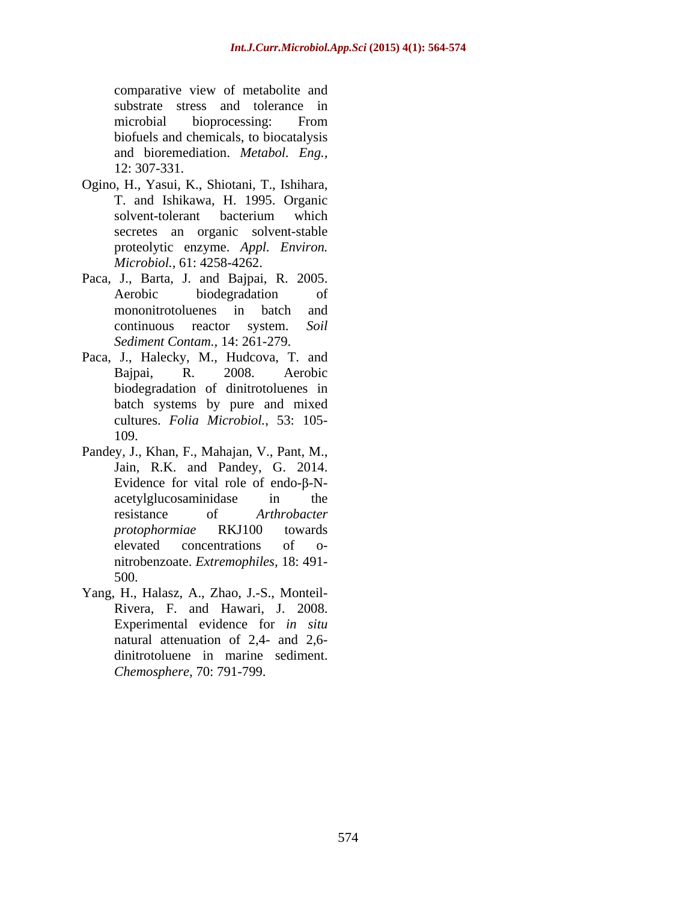comparative view of metabolite and substrate stress and tolerance in microbial bioprocessing: From biofuels and chemicals, to biocatalysis and bioremediation. *Metabol. Eng.*, 12: 307-331.

Ogino, H., Yasui, K., Shiotani, T., Ishihara, T. and Ishikawa, H. 1995. Organic solvent-tolerant bacterium which secretes an organic solvent-stable proteolytic enzyme. *Appl. Environ. Microbiol.,* 61: 4258-4262.

Paca, J., Barta, J. and Bajpai, R. 2005. Aerobic biodegradation of mononitrotoluenes in batch and continuous reactor system. *Soil Sediment Contam.,* 14: 261-279.

Paca, J., Halecky, M., Hudcova, T. and Bajpai, R. 2008. Aerobic biodegradation of dinitrotoluenes in batch systems by pure and mixed cultures. *Folia Microbiol.*, 53: 105-109.

Pandey, J., Khan, F., Mahajan, V., Pant, M., Jain, R.K. and Pandey, G. 2014. Evidence for vital role of endo-β-N-acetylglucosaminidase in the resistance of *Arthrobacter protophormiae* RKJ100 towards elevated concentrations of o-nitrobenzoate. *Extremophiles,* 18: 491-500.

Yang, H., Halasz, A., Zhao, J.-S., Monteil-Rivera, F. and Hawari, J. 2008. Experimental evidence for *in situ* natural attenuation of 2,4- and 2,6-dinitrotoluene in marine sediment. *Chemosphere,* 70: 791-799.